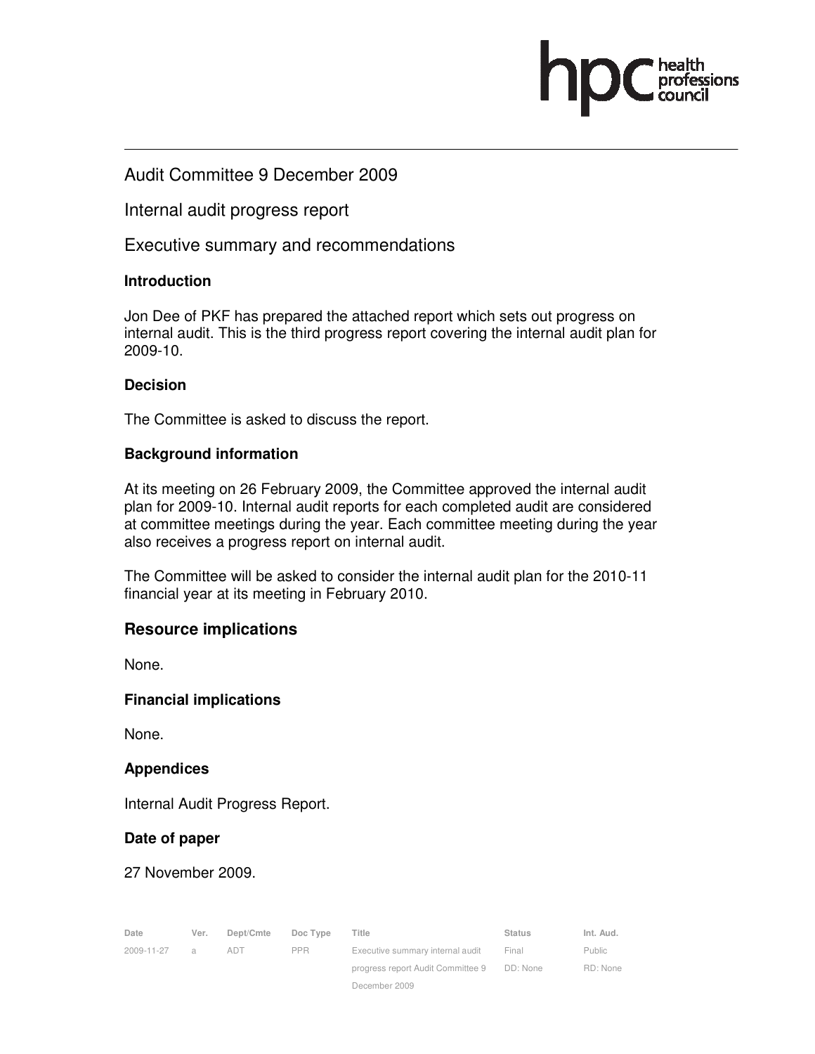# Audit Committee 9 December 2009

## Internal audit progress report

## Executive summary and recommendations

### Introduction

Jon Dee of PKF has prepared the attached report which sets out progress on internal audit. This is the third progress report covering the internal audit plan for 2009-10.

### Decision

The Committee is asked to discuss the report.

### Background information

At its meeting on 26 February 2009, the Committee approved the internal audit plan for 2009-10. Internal audit reports for each completed audit are considered at committee meetings during the year. Each committee meeting during the year also receives a progress report on internal audit.

The Committee will be asked to consider the internal audit plan for the 2010-11 financial year at its meeting in February 2010.

### Resource implications

None.

### Financial implications

None.

### Appendices

Internal Audit Progress Report.

### Date of paper

27 November 2009.

| Date | Ver. | Dept/Cmte | Doc Type | Title | Status | Int. Aud. |
|---|---|---|---|---|---|---|
| 2009-11-27 | a | ADT | PPR | Executive summary internal audit progress report Audit Committee 9 December 2009 | Final DD: None | Public RD: None |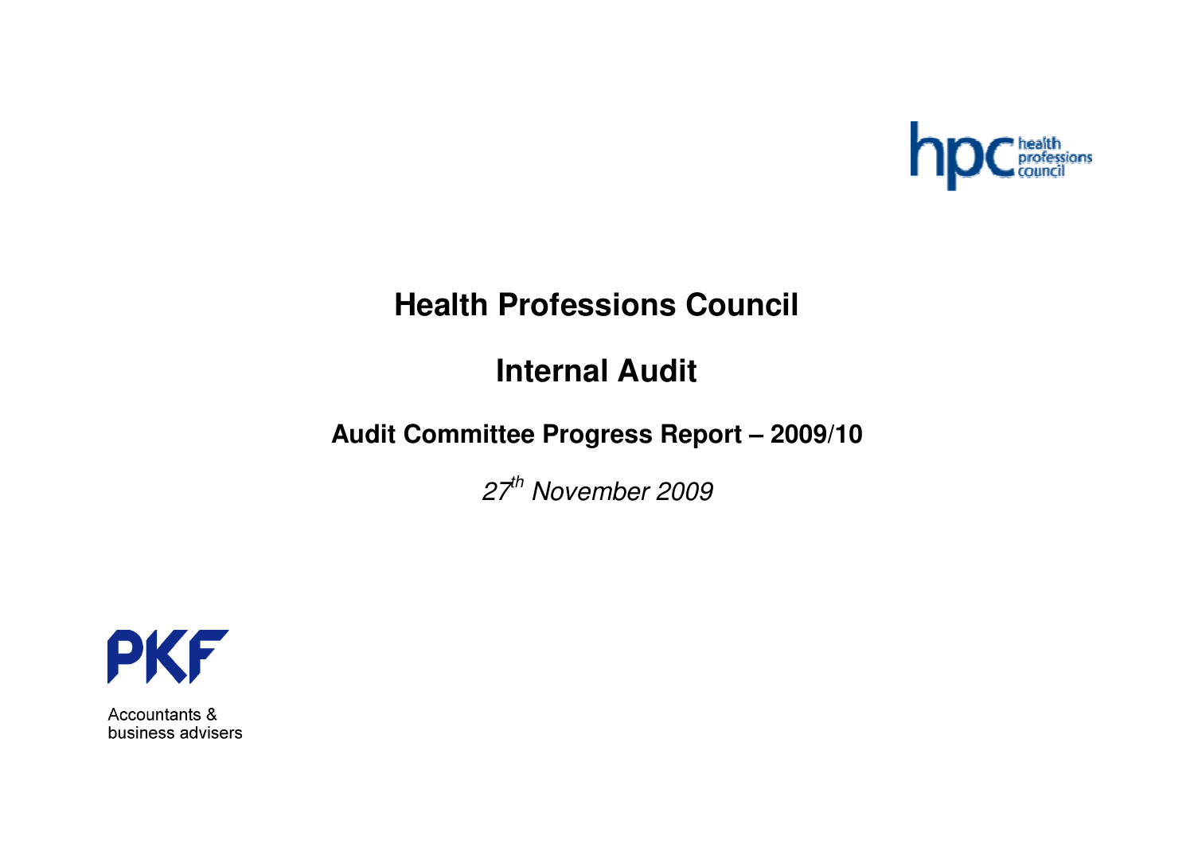# Health Professions Council

## Internal Audit

### Audit Committee Progress Report – 2009/10

*27th November 2009*

Accountants & business advisers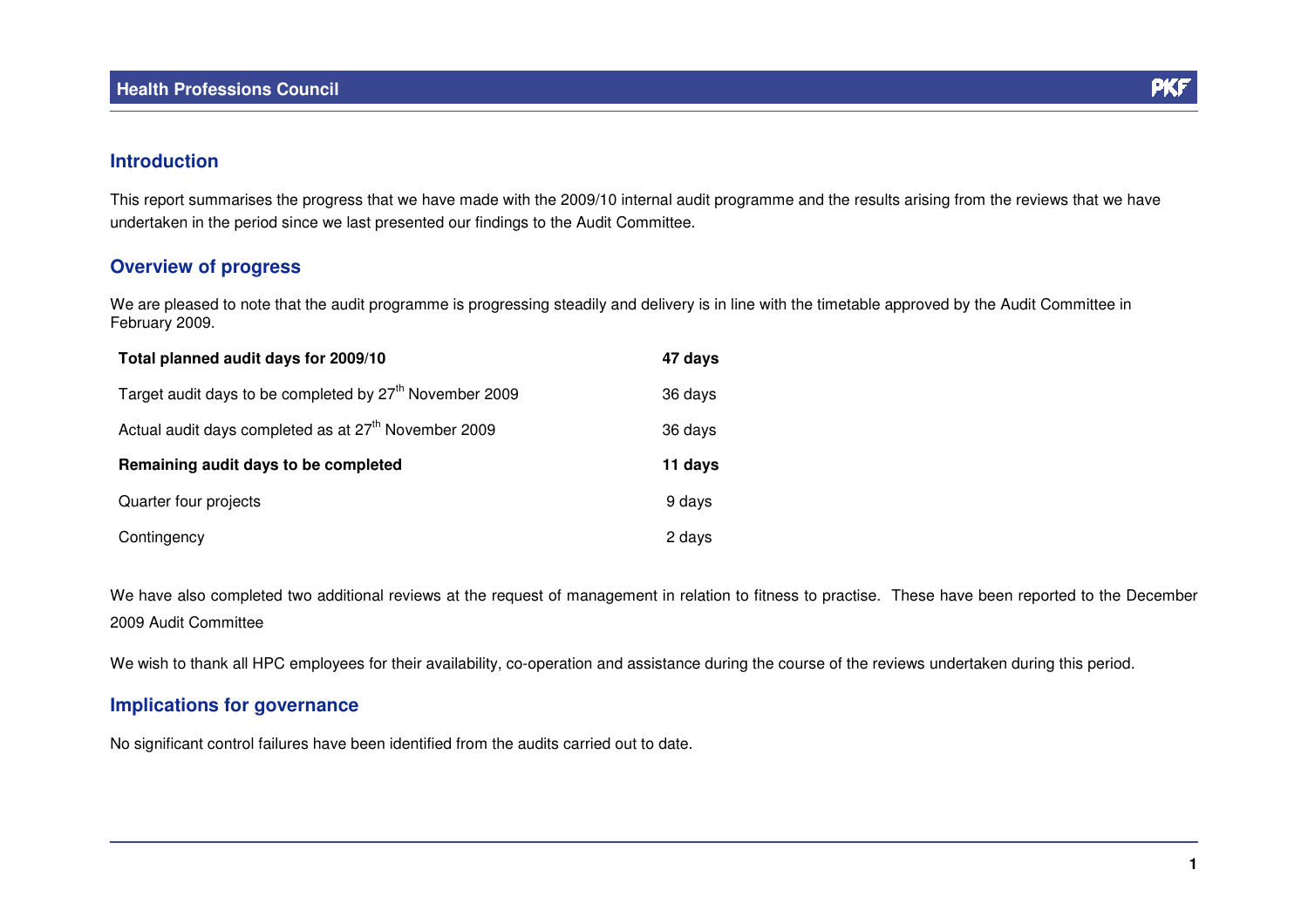## Introduction

This report summarises the progress that we have made with the 2009/10 internal audit programme and the results arising from the reviews that we have undertaken in the period since we last presented our findings to the Audit Committee.

## Overview of progress

We are pleased to note that the audit programme is progressing steadily and delivery is in line with the timetable approved by the Audit Committee in February 2009.

| | |
|---|---|
| **Total planned audit days for 2009/10** | **47 days** |
| Target audit days to be completed by 27th November 2009 | 36 days |
| Actual audit days completed as at 27th November 2009 | 36 days |
| **Remaining audit days to be completed** | **11 days** |
| Quarter four projects | 9 days |
| Contingency | 2 days |

We have also completed two additional reviews at the request of management in relation to fitness to practise. These have been reported to the December 2009 Audit Committee

We wish to thank all HPC employees for their availability, co-operation and assistance during the course of the reviews undertaken during this period.

## Implications for governance

No significant control failures have been identified from the audits carried out to date.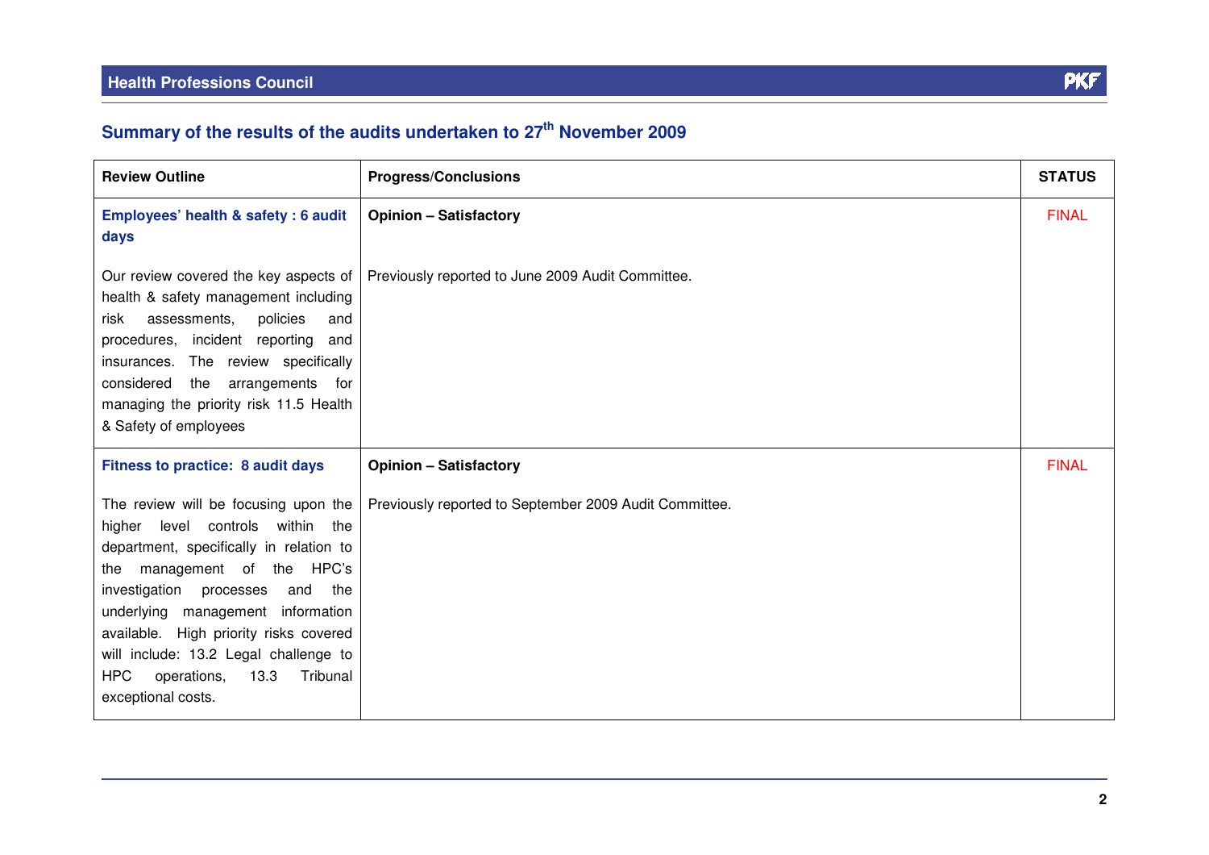## Summary of the results of the audits undertaken to 27th November 2009

| Review Outline | Progress/Conclusions | STATUS |
|---|---|---|
| **Employees' health & safety : 6 audit days**<br><br>Our review covered the key aspects of health & safety management including risk assessments, policies and procedures, incident reporting and insurances. The review specifically considered the arrangements for managing the priority risk 11.5 Health & Safety of employees | **Opinion – Satisfactory**<br><br>Previously reported to June 2009 Audit Committee. | FINAL |
| **Fitness to practice: 8 audit days**<br><br>The review will be focusing upon the higher level controls within the department, specifically in relation to the management of the HPC's investigation processes and the underlying management information available. High priority risks covered will include: 13.2 Legal challenge to HPC operations, 13.3 Tribunal exceptional costs. | **Opinion – Satisfactory**<br><br>Previously reported to September 2009 Audit Committee. | FINAL |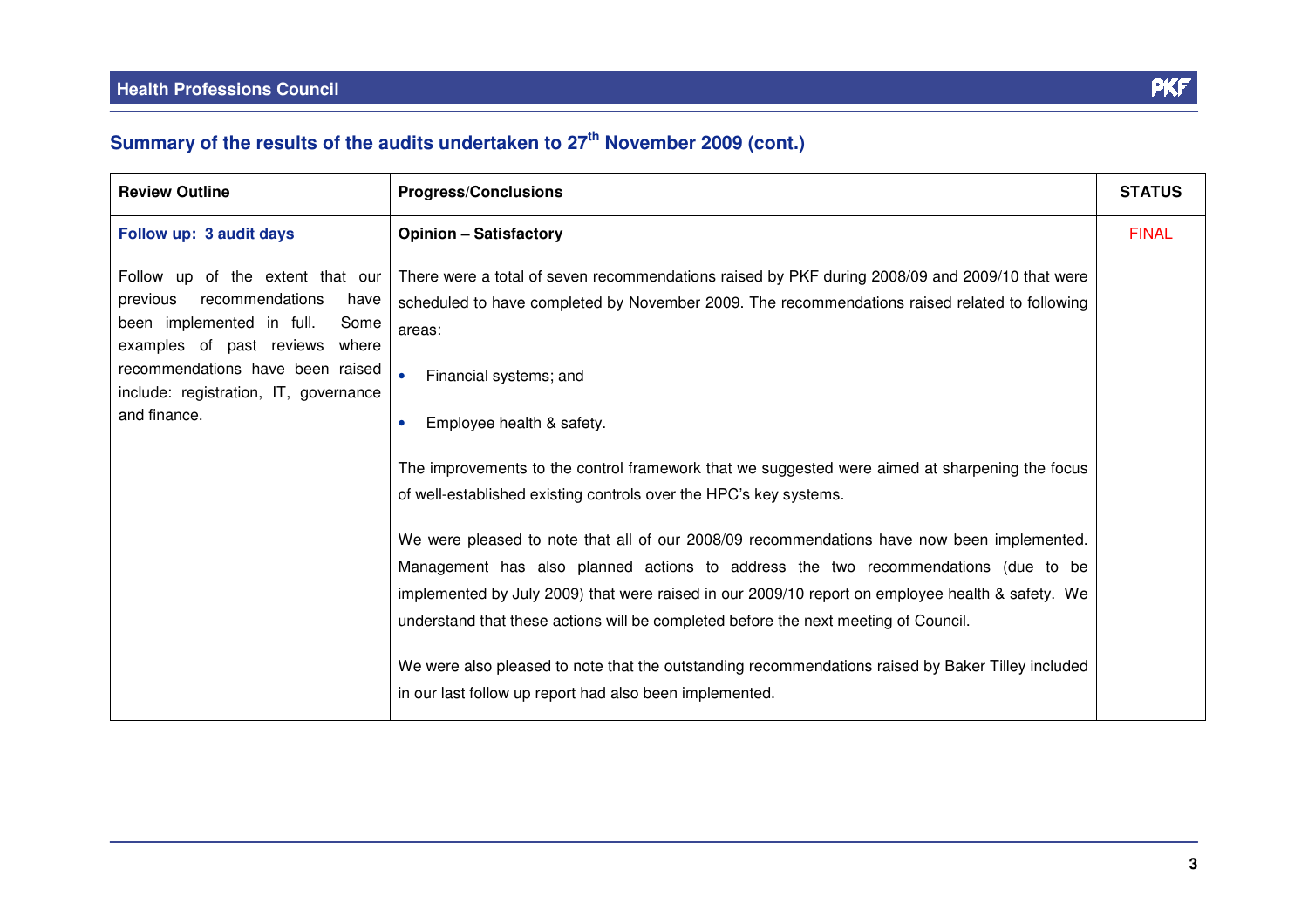## Summary of the results of the audits undertaken to 27th November 2009 (cont.)

| Review Outline | Progress/Conclusions | STATUS |
|---|---|---|
| **Follow up: 3 audit days**<br><br>Follow up of the extent that our previous recommendations have been implemented in full. Some examples of past reviews where recommendations have been raised include: registration, IT, governance and finance. | **Opinion – Satisfactory**<br><br>There were a total of seven recommendations raised by PKF during 2008/09 and 2009/10 that were scheduled to have completed by November 2009. The recommendations raised related to following areas:<br><br>• Financial systems; and<br><br>• Employee health & safety.<br><br>The improvements to the control framework that we suggested were aimed at sharpening the focus of well-established existing controls over the HPC's key systems.<br><br>We were pleased to note that all of our 2008/09 recommendations have now been implemented. Management has also planned actions to address the two recommendations (due to be implemented by July 2009) that were raised in our 2009/10 report on employee health & safety. We understand that these actions will be completed before the next meeting of Council.<br><br>We were also pleased to note that the outstanding recommendations raised by Baker Tilley included in our last follow up report had also been implemented. | FINAL |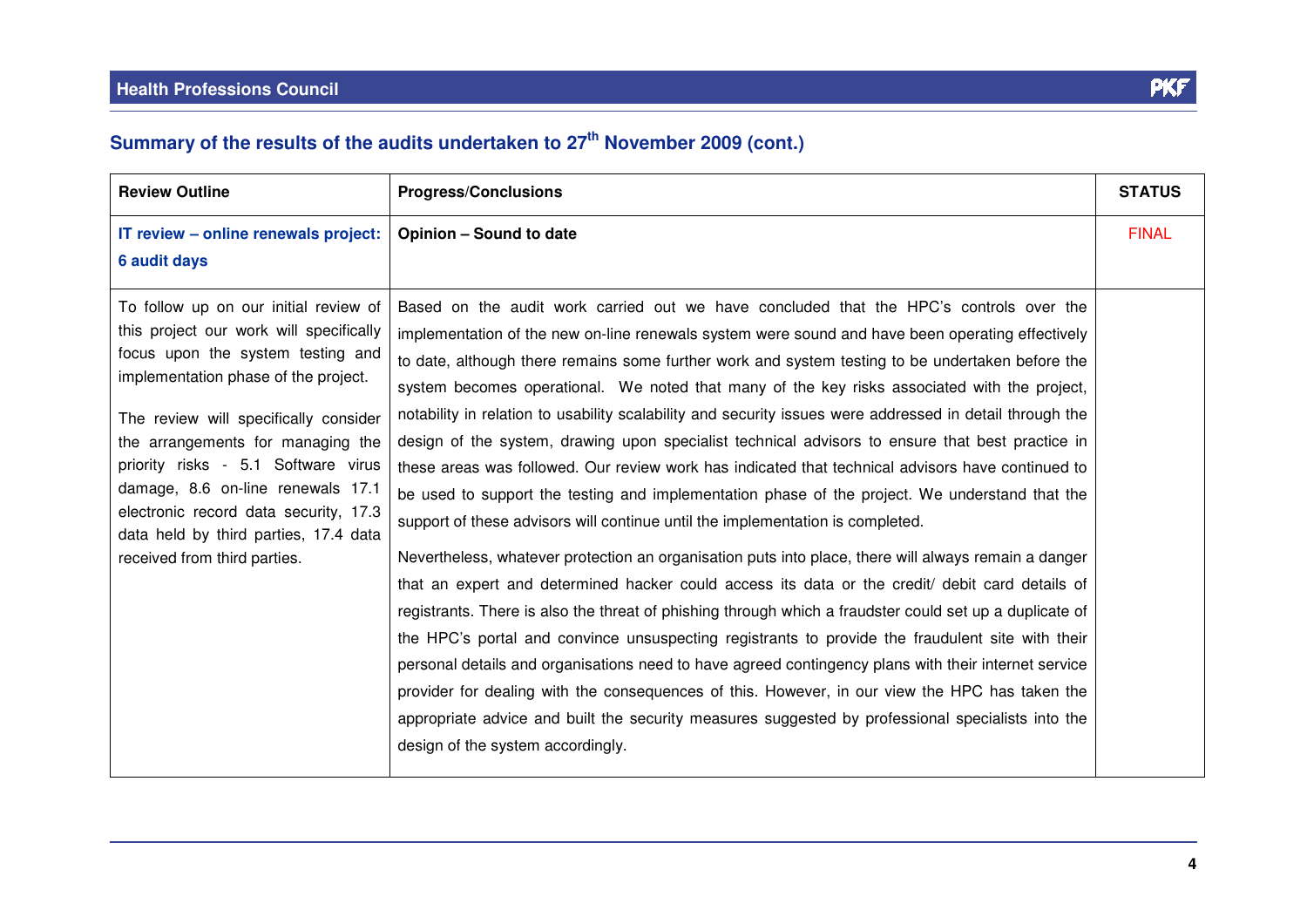## Summary of the results of the audits undertaken to 27th November 2009 (cont.)

| Review Outline | Progress/Conclusions | STATUS |
|---|---|---|
| **IT review – online renewals project: 6 audit days** | **Opinion – Sound to date** | FINAL |
| To follow up on our initial review of this project our work will specifically focus upon the system testing and implementation phase of the project.<br><br>The review will specifically consider the arrangements for managing the priority risks - 5.1 Software virus damage, 8.6 on-line renewals 17.1 electronic record data security, 17.3 data held by third parties, 17.4 data received from third parties. | Based on the audit work carried out we have concluded that the HPC's controls over the implementation of the new on-line renewals system were sound and have been operating effectively to date, although there remains some further work and system testing to be undertaken before the system becomes operational. We noted that many of the key risks associated with the project, notability in relation to usability scalability and security issues were addressed in detail through the design of the system, drawing upon specialist technical advisors to ensure that best practice in these areas was followed. Our review work has indicated that technical advisors have continued to be used to support the testing and implementation phase of the project. We understand that the support of these advisors will continue until the implementation is completed.<br><br>Nevertheless, whatever protection an organisation puts into place, there will always remain a danger that an expert and determined hacker could access its data or the credit/ debit card details of registrants. There is also the threat of phishing through which a fraudster could set up a duplicate of the HPC's portal and convince unsuspecting registrants to provide the fraudulent site with their personal details and organisations need to have agreed contingency plans with their internet service provider for dealing with the consequences of this. However, in our view the HPC has taken the appropriate advice and built the security measures suggested by professional specialists into the design of the system accordingly. | |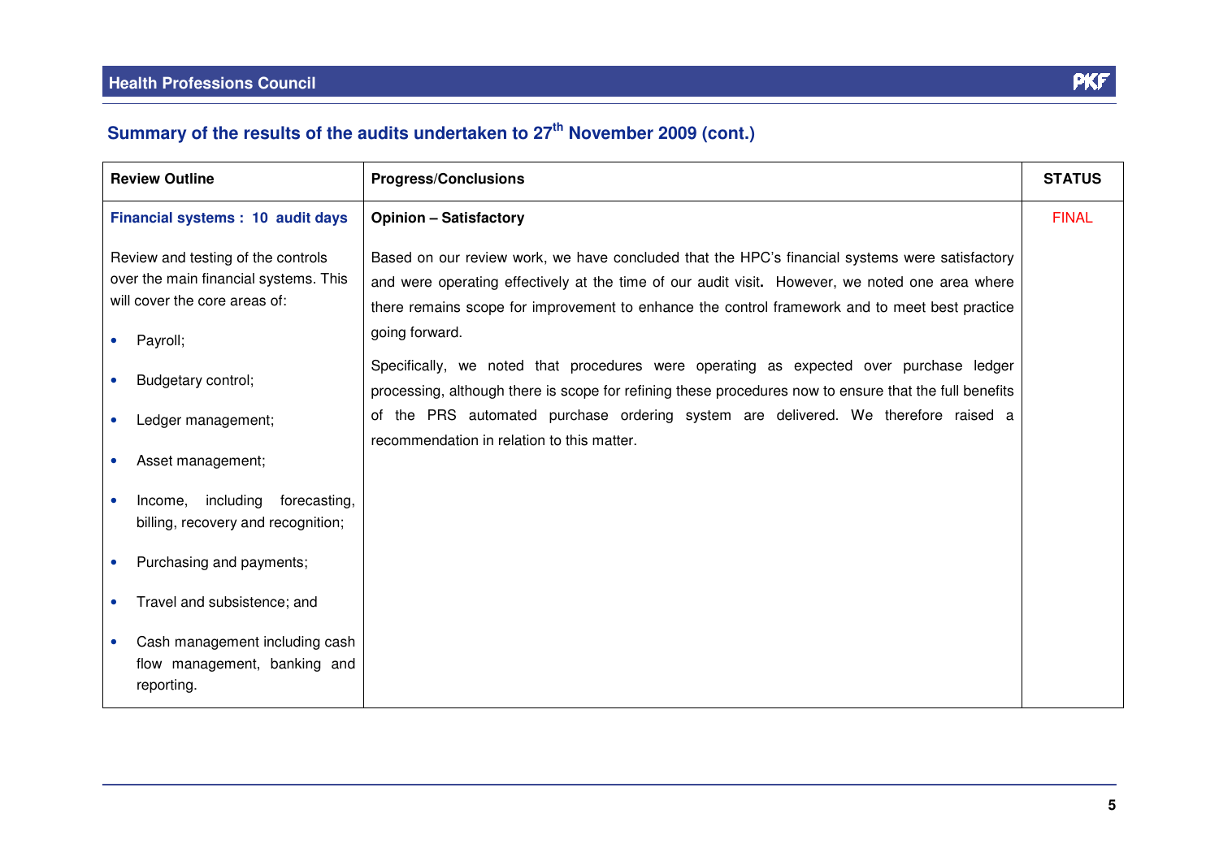## Summary of the results of the audits undertaken to 27th November 2009 (cont.)

| Review Outline | Progress/Conclusions | STATUS |
|---|---|---|
| **Financial systems : 10 audit days**<br><br>Review and testing of the controls over the main financial systems. This will cover the core areas of:<br>• Payroll;<br>• Budgetary control;<br>• Ledger management;<br>• Asset management;<br>• Income, including forecasting, billing, recovery and recognition;<br>• Purchasing and payments;<br>• Travel and subsistence; and<br>• Cash management including cash flow management, banking and reporting. | **Opinion – Satisfactory**<br><br>Based on our review work, we have concluded that the HPC's financial systems were satisfactory and were operating effectively at the time of our audit visit. However, we noted one area where there remains scope for improvement to enhance the control framework and to meet best practice going forward.<br><br>Specifically, we noted that procedures were operating as expected over purchase ledger processing, although there is scope for refining these procedures now to ensure that the full benefits of the PRS automated purchase ordering system are delivered. We therefore raised a recommendation in relation to this matter. | FINAL |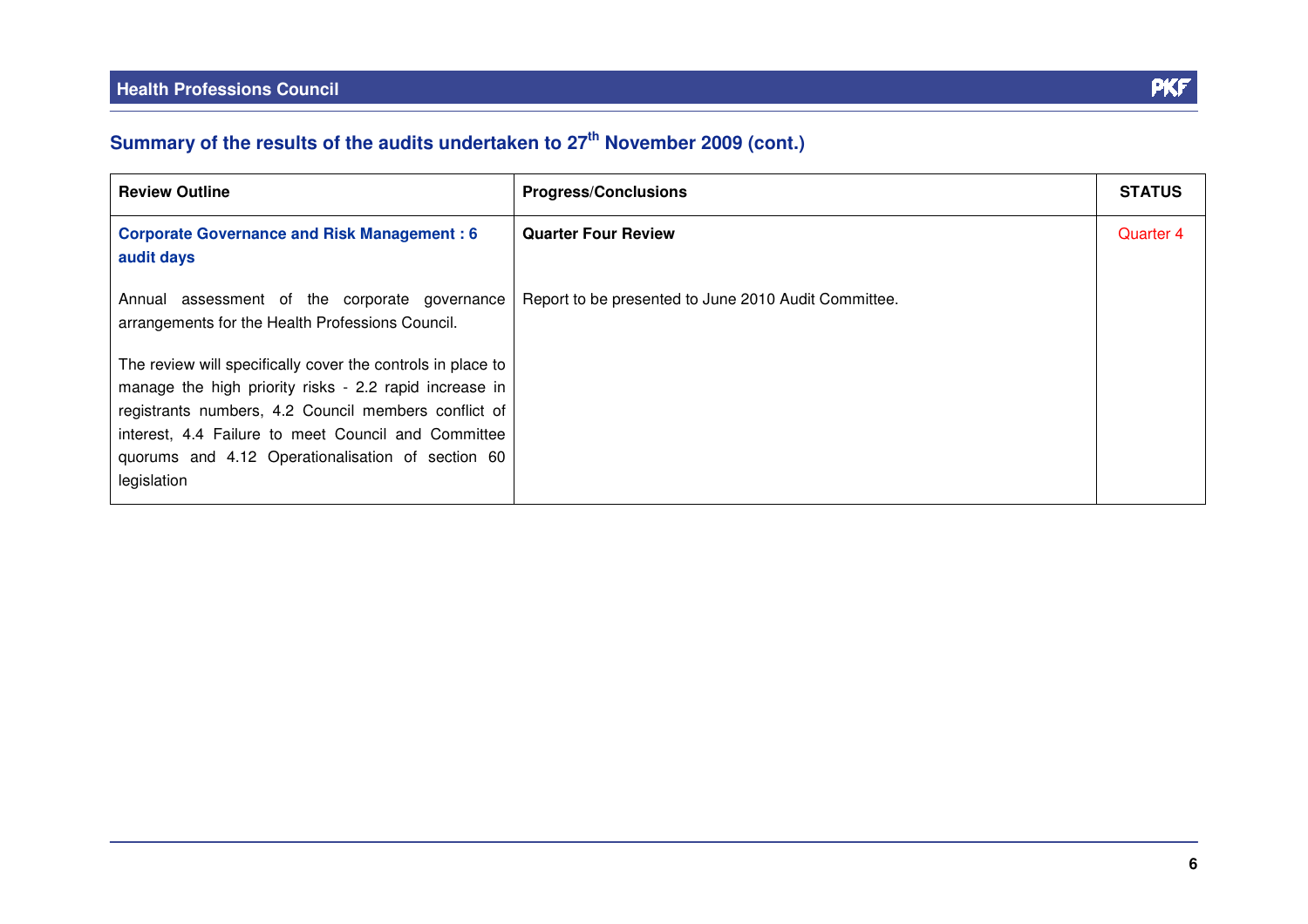## Summary of the results of the audits undertaken to 27th November 2009 (cont.)

| Review Outline | Progress/Conclusions | STATUS |
|---|---|---|
| **Corporate Governance and Risk Management : 6 audit days**<br><br>Annual assessment of the corporate governance arrangements for the Health Professions Council.<br><br>The review will specifically cover the controls in place to manage the high priority risks - 2.2 rapid increase in registrants numbers, 4.2 Council members conflict of interest, 4.4 Failure to meet Council and Committee quorums and 4.12 Operationalisation of section 60 legislation | **Quarter Four Review**<br><br>Report to be presented to June 2010 Audit Committee. | Quarter 4 |